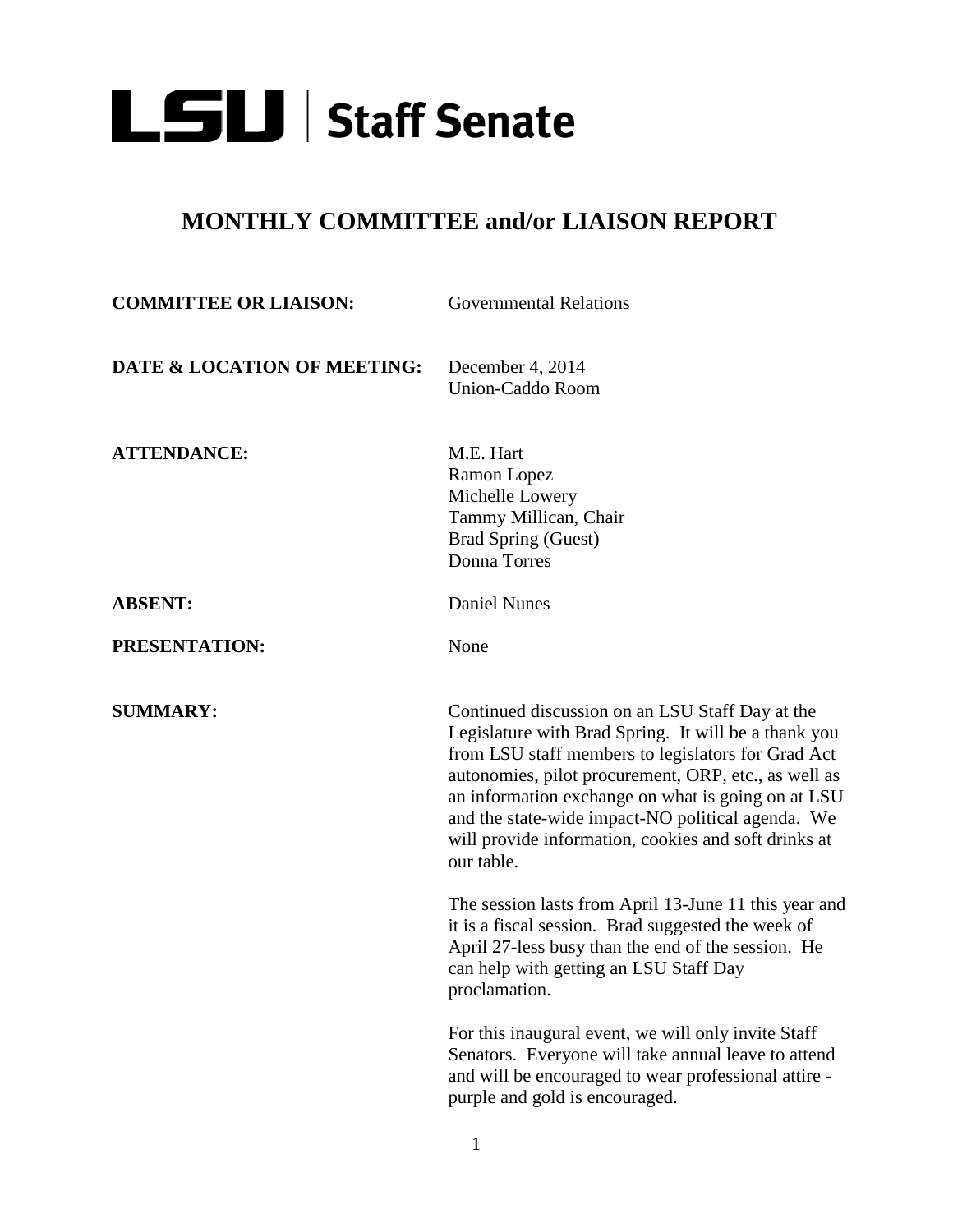# LSU | Staff Senate

## MONTHLY COMMITTEE and/or LIAISON REPORT

**COMMITTEE OR LIAISON:** Governmental Relations

**DATE & LOCATION OF MEETING:** December 4, 2014
Union-Caddo Room

**ATTENDANCE:**
M.E. Hart
Ramon Lopez
Michelle Lowery
Tammy Millican, Chair
Brad Spring (Guest)
Donna Torres

**ABSENT:** Daniel Nunes

**PRESENTATION:** None

**SUMMARY:**

Continued discussion on an LSU Staff Day at the Legislature with Brad Spring. It will be a thank you from LSU staff members to legislators for Grad Act autonomies, pilot procurement, ORP, etc., as well as an information exchange on what is going on at LSU and the state-wide impact-NO political agenda. We will provide information, cookies and soft drinks at our table.

The session lasts from April 13-June 11 this year and it is a fiscal session. Brad suggested the week of April 27-less busy than the end of the session. He can help with getting an LSU Staff Day proclamation.

For this inaugural event, we will only invite Staff Senators. Everyone will take annual leave to attend and will be encouraged to wear professional attire - purple and gold is encouraged.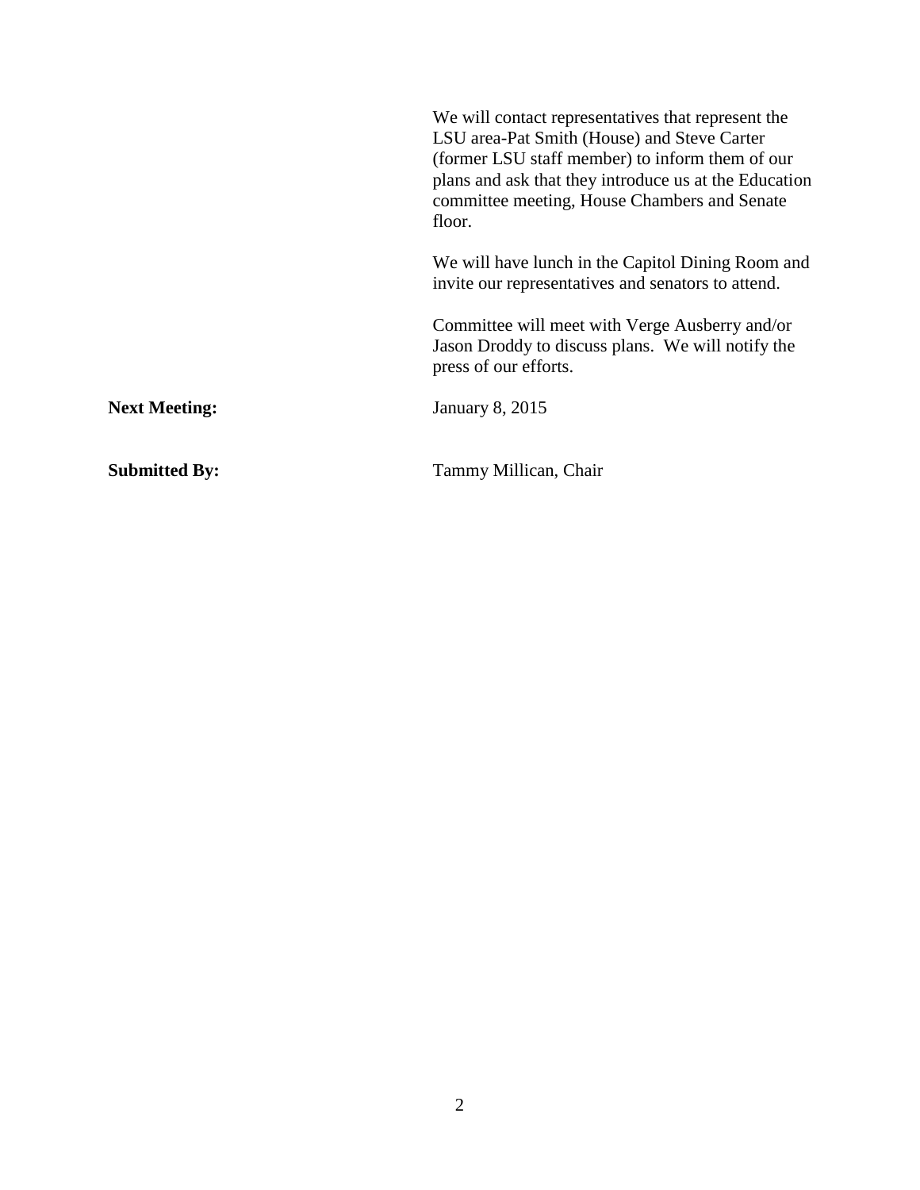We will contact representatives that represent the LSU area-Pat Smith (House) and Steve Carter (former LSU staff member) to inform them of our plans and ask that they introduce us at the Education committee meeting, House Chambers and Senate floor.

We will have lunch in the Capitol Dining Room and invite our representatives and senators to attend.

Committee will meet with Verge Ausberry and/or Jason Droddy to discuss plans. We will notify the press of our efforts.

**Next Meeting:** January 8, 2015

**Submitted By:** Tammy Millican, Chair